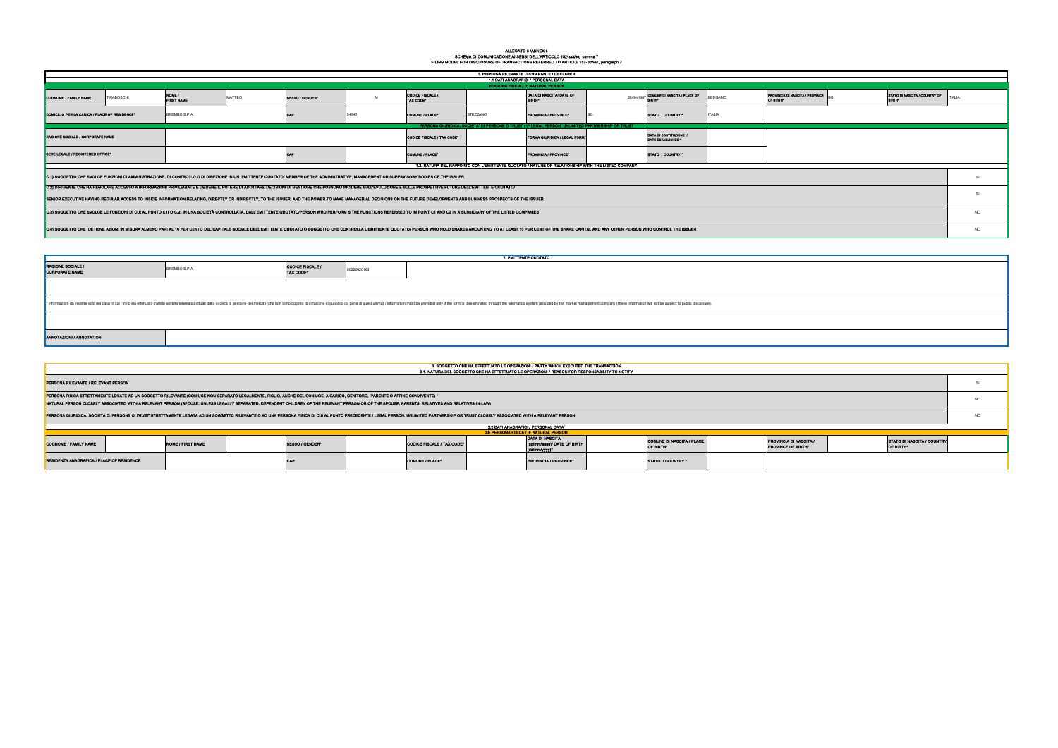**ALLEGATO 6 /ANNEX 6**

**SCHEMA DI COMUNICAZIONE AI SENSI DELL'ARTICOLO 152-*octies*, comma 7**

**FILING MODEL FOR DISCLOSURE OF TRANSACTIONS REFERRED TO ARTICLE 152-*octies*, paragraph 7**

## 1. PERSONA RILEVANTE DICHIARANTE / DECLARER

### 1.1 DATI ANAGRAFICI / PERSONAL DATA

**PERSONA FISICA / IF NATURAL PERSON**

| COGNOME / FAMILY NAME | TRABOSCHI | NOME / FIRST NAME | MATTEO | SESSO / GENDER* | M | CODICE FISCALE / TAX CODE* | | DATA DI NASCITA/ DATE OF BIRTH* | 28/04/1967 | COMUNE DI NASCITA / PLACE OF BIRTH* | BERGAMO | PROVINCIA DI NASCITA / PROVINCE OF BIRTH* | BG | STATO DI NASCITA / COUNTRY OF BIRTH* | ITALIA |
|---|---|---|---|---|---|---|---|---|---|---|---|---|---|---|---|
| DOMICILIO PER LA CARICA / PLACE OF RESIDENCE* | | BREMBO S.P.A. | | CAP | 24040 | COMUNE / PLACE* | STEZZANO | PROVINCIA / PROVINCE* | BG | STATO / COUNTRY * | ITALIA | | | | |

**PERSONA GIURIDICA, SOCIETA' DI PERSONE O TRUST / IF LEGAL PERSON, UNLIMITED PARTNERSHIP OR TRUST**

| RAGIONE SOCIALE / CORPORATE NAME | | CODICE FISCALE / TAX CODE* | | FORMA GIURIDICA / LEGAL FORM* | | DATA DI COSTITUZIONE / DATE ESTABLISHED * | |
|---|---|---|---|---|---|---|---|
| SEDE LEGALE / REGISTERED OFFICE* | | CAP | | COMUNE / PLACE* | | PROVINCIA / PROVINCE* | |
| STATO / COUNTRY * | | | | | | | |

### 1.2. NATURA DEL RAPPORTO CON L'EMITTENTE QUOTATO / NATURE OF RELATIONSHIP WITH THE LISTED COMPANY

| | |
|---|---|
| C.1) SOGGETTO CHE SVOLGE FUNZIONI DI AMMINISTRAZIONE, DI CONTROLLO O DI DIREZIONE IN UN EMITTENTE QUOTATO/ MEMBER OF THE ADMINISTRATIVE, MANAGEMENT OR SUPERVISORY BODIES OF THE ISSUER | SI |
| C.2) DIRIGENTE CHE HA REGOLARE ACCESSO A INFORMAZIONI PRIVILEGIATE E DETIENE IL POTERE DI ADOTTARE DECISIONI DI GESTIONE CHE POSSONO INCIDERE SULL'EVOLUZIONE E SULLE PROSPETTIVE FUTURE DELL'EMITTENTE QUOTATO/ SENIOR EXECUTIVE HAVING REGULAR ACCESS TO INSIDE INFORMATION RELATING, DIRECTLY OR INDIRECTLY, TO THE ISSUER, AND THE POWER TO MAKE MANAGERIAL DECISIONS ON THE FUTURE DEVELOPMENTS AND BUSINESS PROSPECTS OF THE ISSUER | SI |
| C.3) SOGGETTO CHE SVOLGE LE FUNZIONI DI CUI AL PUNTO C1) O C.2) IN UNA SOCIETÀ CONTROLLATA, DALL'EMITTENTE QUOTATO/PERSON WHO PERFORM S THE FUNCTIONS REFERRED TO IN POINT C1 AND C2 IN A SUBSIDIARY OF THE LISTED COMPANIES | NO |
| C.4) SOGGETTO CHE DETIENE AZIONI IN MISURA ALMENO PARI AL 10 PER CENTO DEL CAPITALE SOCIALE DELL'EMITTENTE QUOTATO O SOGGETTO CHE CONTROLLA L'EMITTENTE QUOTATO/ PERSON WHO HOLD SHARES AMOUNTING TO AT LEAST 10 PER CENT OF THE SHARE CAPITAL AND ANY OTHER PERSON WHO CONTROL THE ISSUER | NO |

## 2. EMITTENTE QUOTATO

| RAGIONE SOCIALE / CORPORATE NAME | BREMBO S.P.A. | CODICE FISCALE / TAX CODE* | 00222620163 |
|---|---|---|---|

\* informazioni da inserire solo nel caso in cui l'invio sia effettuato tramite sistemi telematici attuati dalla società di gestione dei mercati (che non sono oggetto di diffusione al pubblico da parte di quest'ultima) / information must be provided only if the form is disseminated through the telematics system provided by the market management company (these information will not be subject to public disclosure).

**ANNOTAZIONI / ANNOTATION**

## 3. SOGGETTO CHE HA EFFETTUATO LE OPERAZIONI / PARTY WHICH EXECUTED THE TRANSACTION

### 3.1. NATURA DEL SOGGETTO CHE HA EFFETTUATO LE OPERAZIONI / REASON FOR RESPONSABILITY TO NOTIFY

| | |
|---|---|
| PERSONA RILEVANTE / RELEVANT PERSON | SI |
| PERSONA FISICA STRETTAMENTE LEGATE AD UN SOGGETTO RILEVANTE (CONIUGE NON SEPARATO LEGALMENTE, FIGLIO, ANCHE DEL CONIUGE, A CARICO, GENITORE, PARENTE O AFFINE CONVIVENTE) / NATURAL PERSON CLOSELY ASSOCIATED WITH A RELEVANT PERSON (SPOUSE, UNLESS LEGALLY SEPARATED, DEPENDENT CHILDREN OF THE RELEVANT PERSON OR OF THE SPOUSE, PARENTS, RELATIVES AND RELATIVES-IN-LAW) | NO |
| PERSONA GIURIDICA, SOCIETÀ DI PERSONE O *TRUST* STRETTAMENTE LEGATA AD UN SOGGETTO RILEVANTE O AD UNA PERSONA FISICA DI CUI AL PUNTO PRECEDENTE / LEGAL PERSON, UNLIMITED PARTNERSHIP OR TRUST CLOSELY ASSOCIATED WITH A RELEVANT PERSON | NO |

### 3.2 DATI ANAGRAFICI / PERSONAL DATA

**SE PERSONA FISICA / IF NATURAL PERSON**

| COGNOME / FAMILY NAME | | NOME / FIRST NAME | | SESSO / GENDER* | | CODICE FISCALE / TAX CODE* | | DATA DI NASCITA (gg/mm/aaaa)/ DATE OF BIRTH (dd/mm/yyyy)* | | COMUNE DI NASCITA / PLACE OF BIRTH* | | PROVINCIA DI NASCITA / PROVINCE OF BIRTH* | | STATO DI NASCITA / COUNTRY OF BIRTH* | |
|---|---|---|---|---|---|---|---|---|---|---|---|---|---|---|---|
| RESIDENZA ANAGRAFICA / PLACE OF RESIDENCE | | | | CAP | | COMUNE / PLACE* | | PROVINCIA / PROVINCE* | | STATO / COUNTRY * | | | | | |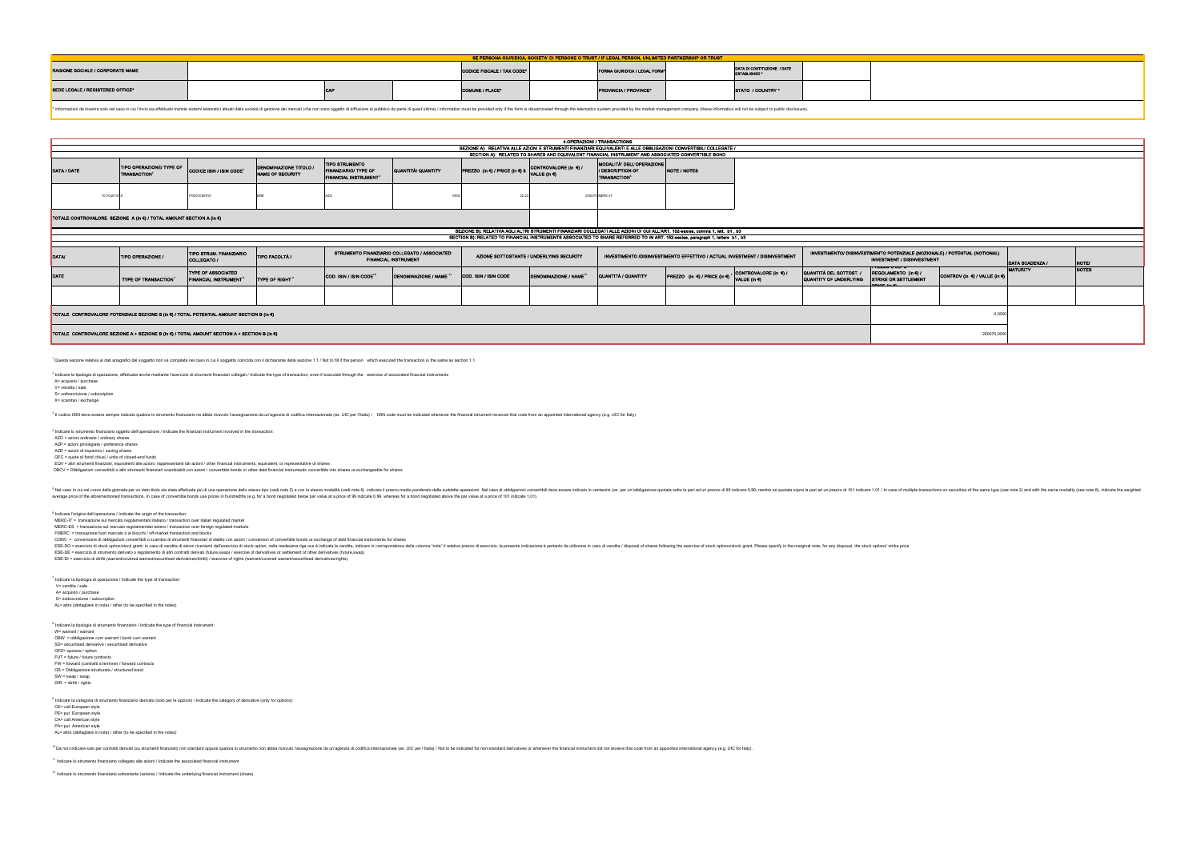| SE PERSONA GIURIDICA, SOCIETA' DI PERSONE O TRUST / IF LEGAL PERSON, UNLIMITED PARTNERSHIP OR TRUST | | | | | | | | | |
|---|---|---|---|---|---|---|---|---|---|
| RAGIONE SOCIALE / CORPORATE NAME | | | | CODICE FISCALE / TAX CODE* | | FORMA GIURIDICA / LEGAL FORM* | | DATA DI COSTITUZIONE / DATE ESTABLISHED * | |
| SEDE LEGALE / REGISTERED OFFICE* | | CAP | | COMUNE / PLACE* | | PROVINCIA / PROVINCE* | | STATO / COUNTRY * | |

* informazioni da inserire solo nel caso in cui l'invio sia effettuato tramite sistemi telematici attuati dalla società di gestione dei mercati (che non sono oggetto di diffusione al pubblico da parte di quest'ultima) / information must be provided only if the form is disseminated through the telematics system provided by the market management company (these information will not be subject to public disclosure).

**4.OPERAZIONI / TRANSACTIONS**

**SEZIONE A): RELATIVA ALLE AZIONI E STRUMENTI FINANZIARI EQUIVALENTI E ALLE OBBLIGAZIONI CONVERTIBILI/ COLLEGATE / SECTION A): RELATED TO SHARES AND EQUIVALENT FINANCIAL INSTRUMENT AND ASSOCIATED CONVERTIBLE BOND**

| DATA / DATE | TIPO OPERAZIONE/ TYPE OF TRANSACTION[2] | CODICE ISIN / ISIN CODE[3] | DENOMINAZIONE TITOLO / NAME OF SECURITY | TIPO STRUMENTO FINANZIARIO/ TYPE OF FINANCIAL INSTRUMENT[4] | QUANTITA/ QUANTITY | PREZZO (in €) / PRICE (in €) 5 | CONTROVALORE (in €) / VALUE (in €) | MODALITA' DELL'OPERAZIONE / DESCRIPTION OF TRANSACTION[6] | NOTE / NOTES |
|---|---|---|---|---|---|---|---|---|---|
| 10/10/2016 | A | IT0001069910 | BRE | AZO | 9000 | 22,23 | 200070 | MERC-IT | |
| TOTALE CONTROVALORE SEZIONE A (in €) / TOTAL AMOUNT SECTION A (in €) | | | | | | | | | |

**SEZIONE B): RELATIVA AGLI ALTRI STRUMENTI FINANZIARI COLLEGATI ALLE AZIONI DI CUI ALL'ART. 152-sexies, comma 1, lett. b1 , b3 / SECTION B): RELATED TO FINANCIAL INSTRUMENTS ASSOCIATED TO SHARE REFERRED TO IN ART. 152-sexies, paragraph 1, lettere b1 , b3**

| DATA/ DATE | TIPO OPERAZIONE / TYPE OF TRANSACTION[7] | TIPO STRUM. FINANZIARIO COLLEGATO / TYPE OF ASSOCIATED FINANCIAL INSTRUMENT[8] | TIPO FACOLTÀ / TYPE OF RIGHT[9] | STRUMENTO FINANZIARIO COLLEGATO / ASSOCIATED FINANCIAL INSTRUMENT: COD. ISIN / ISIN CODE[10] | DENOMINAZIONE / NAME[11] | AZIONE SOTTOSTANTE / UNDERLYING SECURITY: COD. ISIN / ISIN CODE | DENOMINAZIONE / NAME[12] | INVESTIMENTO /DISINVESTIMENTO EFFETTIVO / ACTUAL INVESTMENT / DISINVESTMENT: QUANTITÀ / QUANTITY | PREZZO (in €) / PRICE (in €) | CONTROVALORE (in €) / VALUE (in €) | INVESTIMENTO/ DISINVESTIMENTO POTENZIALE (NOZIONALE) / POTENTIAL (NOTIONAL) INVESTMENT / DISINVESTMENT: QUANTITÀ DEL SOTTOST. / QUANTITY OF UNDERLYING | PREZZO DI ESERCIZIO/ REGOLAMENTO (in €) / STRIKE OR SETTLEMENT PRICE (in €) | CONTROV (in €) / VALUE (in €) | DATA SCADENZA / MATURITY | NOTE/ NOTES |
|---|---|---|---|---|---|---|---|---|---|---|---|---|---|---|---|
| | | | | | | | | | | | | | | | |
| TOTALE CONTROVALORE POTENZIALE SEZIONE B (in €) / TOTAL POTENTIAL AMOUNT SECTION B (in €) | | | | | | | | | | | | | 0,0000 | | |
| TOTALE CONTROVALORE SEZIONE A + SEZIONE B (in €) / TOTAL AMOUNT SECTION A + SECTION B (in €) | | | | | | | | | | | | | 200070,0000 | | |

[1] Questa sezione relativa ai dati anagrafici del soggetto non va compilata nel caso in cui il soggetto coincida con il dichiarante della sezione 1.1 / Not to fill if the person which executed the transaction is the same as section 1.1

[2] Indicare la tipologia di operazione, effettuata anche mediante l'esercizio di strumenti finanziari collegati / Indicate the type of transaction, even if executed through the exercise of associated financial instruments
A= acquisto / purchase
V= vendita / sale
S= sottoscrizione / subscription
X= scambio / exchange

[3] Il codice ISIN deve essere sempre indicato qualora lo strumento finanziario ne abbia ricevuto l'assegnazione da un'agenzia di codifica internazionale (es. UIC per l'Italia) / ISIN code must be indicated whenever the financial istrument received that code from an appointed international agency (e.g. UIC for Italy)

[4] Indicare lo strumento finanziario oggetto dell'operazione / Indicate the financial instrument involved in the transaction:
AZO = azioni ordinarie / ordinary shares
AZP = azioni privilegiate / preference shares
AZR = azioni di risparmio / saving shares
QFC = quote di fondi chiusi / units of closed-end funds
EQV = altri strumenti finanziari, equivalenti alle azioni, rappresentanti tali azioni / other financial instruments, equivalent, or representative of shares
OBCV = Obbligazioni convertibili o altri strumenti finanziari scambiabili con azioni / convertible bonds or other debt financial instruments convertible into shares or exchangeable for shares

[5] Nel caso in cui nel corso della giornata per un dato titolo sia stata effettuata più di una operazione dello stesso tipo (vedi nota 2) e con la stessa modalità (vedi nota 6) indicare il prezzo medio ponderato delle suddette operazioni. Nel caso di obbligazioni convertibili deve essere indicato in centesimi (es. per un'obbligazione quotata sotto la pari ad un prezzo di 99 indicare 0,99, mentre se quotata sopra la pari ad un prezzo di 101 indicare 1,01 / In case of multiple transactions on securities of the same type (see note 2) and with the same modality (see note 6), indicate the weighted average price of the aforementioned transactions. In case of convertible bonds use prices in hundredths (e.g. for a bond negotiated below par value at a price of 99 indicate 0,99, whereas for a bond negotiated above the par value at a price of 101 indicate 1,01).

[6] Indicare l'origine dell'operazione / Indicate the origin of the transaction:
MERC-IT = transazione sul mercato regolamentato italiano / transaction over italian regulated market
MERC-ES = transazione sul mercato regolamentato estero / transaction over foreign regulated markets
FMERC = transazione fuori mercato o ai blocchi / off-market transaction and blocks
CONV = conversione di obbligazioni convertibili o scambio di strumenti finanziari di debito con azioni / conversion of convertible bonds or exchange of debt financial instruments for shares
ESE-SO = esercizio di stock option/stock grant; in caso di vendita di azioni rivenienti dall'esercizio di stock option, nella medesima riga ove è indicata la vendita, indicare in corrispondenza della colonna "note" il relativo prezzo di esercizio; la presente indicazione è pertanto da utilizzare in caso di vendita / disposal of shares following the exercise of stock options/stock grant. Please specify in the marginal note, for any disposal, the stock options' strike price
ESE-DE = esercizio di strumento derivato o regolamento di altri contratti derivati (future,swap) / exercise of derivatives or settlement of other derivatives (future,swap)
ESE-DI = esercizio di diritti (warrant/covered warrant/securitised derivatives/diritti) / exercise of rights (warrant/covered warrant/securitised derivatives/rights)

[7] Indicare la tipologia di operazione / Indicate the type of transaction:
V= vendita / sale
A= acquisto / purchase
S= sottoscrizione / subscription
AL= altro (dettagliare in nota) / other (to be specified in the notes)

[8] Indicare la tipologia di strumento finanziario / Indicate the type of financial instrument:
W= warrant / warrant
OBW = obbligazione cum warrant / bond cum warrant
SD= securitised derivative / securitised derivative
OPZ= opzione / option
FUT = future / future contracts
FW = forward (contratti a termine) / forward contracts
OS = Obbligazione strutturata / structured bond
SW = swap / swap
DIR = diritti / rights

[9] Indicare la categoria di strumento finanziario derivato (solo per le opzioni) / Indicate the category of derivative (only for options):
CE= call European style
PE= put European style
CA= call American style
PA= put American style
AL= altro (dettagliare in nota) / other (to be specified in the notes)

[10] Da non indicare solo per contratti derivati (su strumenti finanziari) non standard oppure qualora lo strumento non abbia ricevuto l'assegnazione da un'agenzia di codifica internazionale (es. UIC per l'Italia) / Not to be indicated for non-standard derivatives or whenever the financial instrument did not receive that code from an appointed international agency (e.g. UIC for Italy).

[11] Indicare lo strumento finanziario collegato alle azioni / Indicate the associated financial instrument

[12] Indicare lo strumento finanziario sottostante (azione) / Indicate the underlying financial instrument (share)